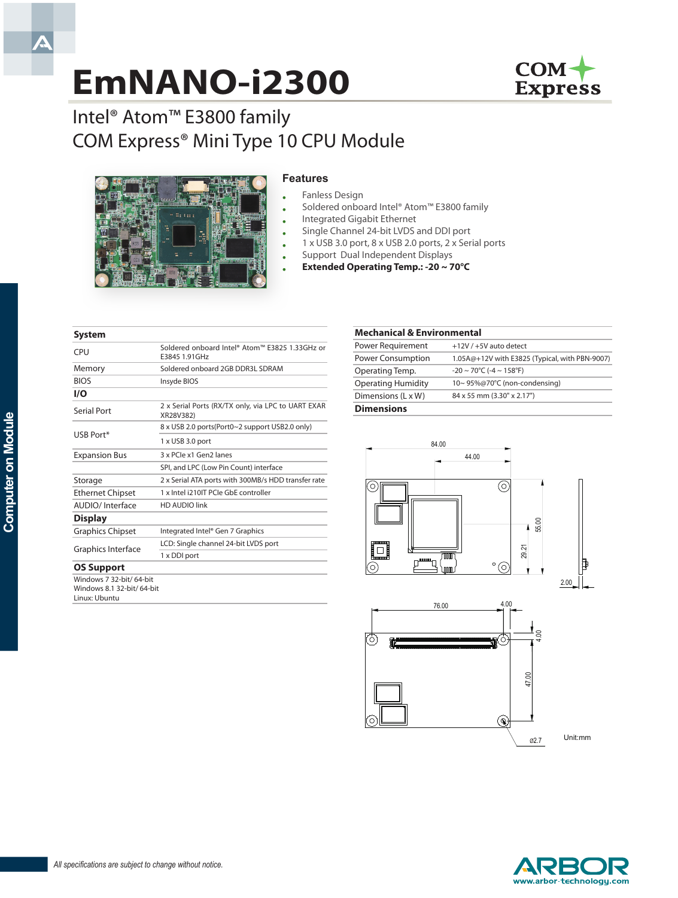# EmNANO-i2300

## Intel® Atom™ E3800 family
## COM Express® Mini Type 10 CPU Module

### Features

- Fanless Design
- Soldered onboard Intel® Atom™ E3800 family
- Integrated Gigabit Ethernet
- Single Channel 24-bit LVDS and DDI port
- 1 x USB 3.0 port, 8 x USB 2.0 ports, 2 x Serial ports
- Support Dual Independent Displays
- **Extended Operating Temp.: -20 ~ 70°C**

| **System** | |
|---|---|
| CPU | Soldered onboard Intel® Atom™ E3825 1.33GHz or E3845 1.91GHz |
| Memory | Soldered onboard 2GB DDR3L SDRAM |
| BIOS | Insyde BIOS |
| **I/O** | |
| Serial Port | 2 x Serial Ports (RX/TX only, via LPC to UART EXAR XR28V382) |
| USB Port* | 8 x USB 2.0 ports(Port0~2 support USB2.0 only) |
| | 1 x USB 3.0 port |
| Expansion Bus | 3 x PCIe x1 Gen2 lanes |
| | SPI, and LPC (Low Pin Count) interface |
| Storage | 2 x Serial ATA ports with 300MB/s HDD transfer rate |
| Ethernet Chipset | 1 x Intel i210IT PCIe GbE controller |
| AUDIO/ Interface | HD AUDIO link |
| **Display** | |
| Graphics Chipset | Integrated Intel® Gen 7 Graphics |
| Graphics Interface | LCD: Single channel 24-bit LVDS port |
| | 1 x DDI port |
| **OS Support** | |
| Windows 7 32-bit/ 64-bit<br>Windows 8.1 32-bit/ 64-bit<br>Linux: Ubuntu | |

| **Mechanical & Environmental** | |
|---|---|
| Power Requirement | +12V / +5V auto detect |
| Power Consumption | 1.05A@+12V with E3825 (Typical, with PBN-9007) |
| Operating Temp. | -20 ~ 70°C (-4 ~ 158°F) |
| Operating Humidity | 10~ 95%@70°C (non-condensing) |
| Dimensions (L x W) | 84 x 55 mm (3.30" x 2.17") |

### Dimensions

84.00, 44.00, 55.00, 29.21, 2.00, 76.00, 4.00, 4.00, 47.00, ø2.7

Unit:mm

*All specifications are subject to change without notice.*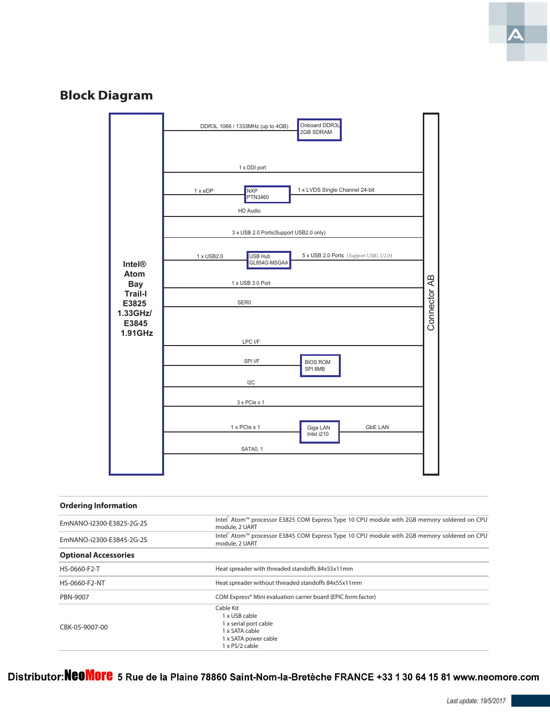## Block Diagram

Intel® Atom Bay Trail-I E3825 1.33GHz/ E3845 1.91GHz

DDR3L 1066 / 1333MHz (up to 4GB)

Onboard DDR3L 2GB SDRAM

1 x DDI port

1 x eDP

NXP PTN3460

1 x LVDS Single Channel 24-bit

HD Audio

3 x USB 2.0 Ports(Support USB2.0 only)

1 x USB2.0

USB Hub GL854G-MSGAA

5 x USB 2.0 Ports (Support USB1.1/2.0)

1 x USB 3.0 Port

SER0

LPC I/F

SPI I/F

BIOS ROM SPI 8MB

I2C

3 x PCIe x 1

1 x PCIe x 1

Giga LAN Intel i210

GbE LAN

SATA0, 1

Connector AB

| | |
|---|---|
| **Ordering Information** | |
| EmNANO-i2300-E3825-2G-2S | Intel® Atom™ processor E3825 COM Express Type 10 CPU module with 2GB memory soldered on CPU module, 2 UART |
| EmNANO-i2300-E3845-2G-2S | Intel® Atom™ processor E3845 COM Express Type 10 CPU module with 2GB memory soldered on CPU module, 2 UART |
| **Optional Accessories** | |
| HS-0660-F2-T | Heat spreader with threaded standoffs 84x55x11mm |
| HS-0660-F2-NT | Heat spreader without threaded standoffs 84x55x11mm |
| PBN-9007 | COM Express® Mini evaluation carrier board (EPIC form factor) |
| CBK-05-9007-00 | Cable Kit<br>1 x USB cable<br>1 x serial port cable<br>1 x SATA cable<br>1 x SATA power cable<br>1 x PS/2 cable |

Distributor: NeoMore 5 Rue de la Plaine 78860 Saint-Nom-la-Bretèche FRANCE +33 1 30 64 15 81 www.neomore.com

*Last update: 19/5/2017*